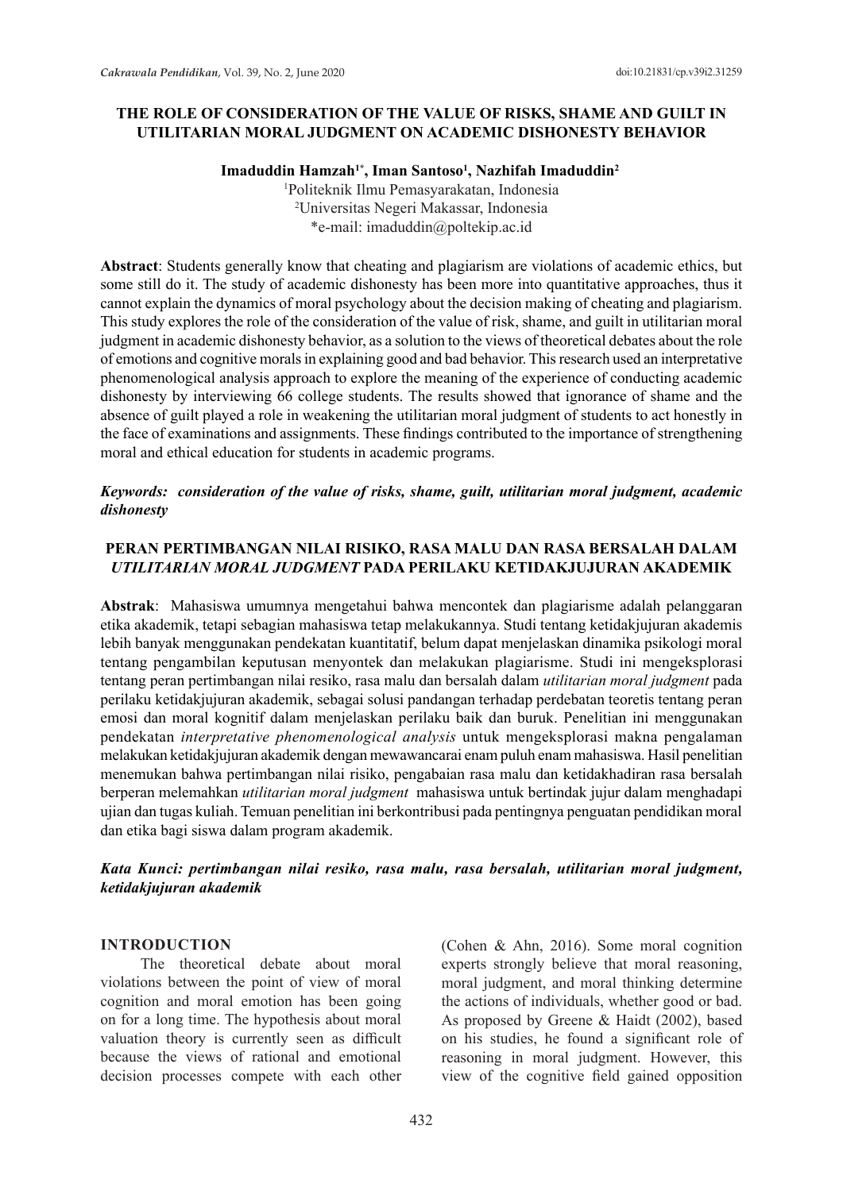# THE ROLE OF CONSIDERATION OF THE VALUE OF RISKS, SHAME AND GUILT IN UTILITARIAN MORAL JUDGMENT ON ACADEMIC DISHONESTY BEHAVIOR

**Imaduddin Hamzah[1*], Iman Santoso[1], Nazhifah Imaduddin[2]**

[1]Politeknik Ilmu Pemasyarakatan, Indonesia
[2]Universitas Negeri Makassar, Indonesia
*e-mail: imaduddin@poltekip.ac.id

**Abstract**: Students generally know that cheating and plagiarism are violations of academic ethics, but some still do it. The study of academic dishonesty has been more into quantitative approaches, thus it cannot explain the dynamics of moral psychology about the decision making of cheating and plagiarism. This study explores the role of the consideration of the value of risk, shame, and guilt in utilitarian moral judgment in academic dishonesty behavior, as a solution to the views of theoretical debates about the role of emotions and cognitive morals in explaining good and bad behavior. This research used an interpretative phenomenological analysis approach to explore the meaning of the experience of conducting academic dishonesty by interviewing 66 college students. The results showed that ignorance of shame and the absence of guilt played a role in weakening the utilitarian moral judgment of students to act honestly in the face of examinations and assignments. These findings contributed to the importance of strengthening moral and ethical education for students in academic programs.

***Keywords:* consideration of the value of risks, shame, guilt, utilitarian moral judgment, academic dishonesty**

## PERAN PERTIMBANGAN NILAI RISIKO, RASA MALU DAN RASA BERSALAH DALAM *UTILITARIAN MORAL JUDGMENT* PADA PERILAKU KETIDAKJUJURAN AKADEMIK

**Abstrak**: Mahasiswa umumnya mengetahui bahwa mencontek dan plagiarisme adalah pelanggaran etika akademik, tetapi sebagian mahasiswa tetap melakukannya. Studi tentang ketidakjujuran akademis lebih banyak menggunakan pendekatan kuantitatif, belum dapat menjelaskan dinamika psikologi moral tentang pengambilan keputusan menyontek dan melakukan plagiarisme. Studi ini mengeksplorasi tentang peran pertimbangan nilai resiko, rasa malu dan bersalah dalam *utilitarian moral judgment* pada perilaku ketidakjujuran akademik, sebagai solusi pandangan terhadap perdebatan teoretis tentang peran emosi dan moral kognitif dalam menjelaskan perilaku baik dan buruk. Penelitian ini menggunakan pendekatan *interpretative phenomenological analysis* untuk mengeksplorasi makna pengalaman melakukan ketidakjujuran akademik dengan mewawancarai enam puluh enam mahasiswa. Hasil penelitian menemukan bahwa pertimbangan nilai risiko, pengabaian rasa malu dan ketidakhadiran rasa bersalah berperan melemahkan *utilitarian moral judgment* mahasiswa untuk bertindak jujur dalam menghadapi ujian dan tugas kuliah. Temuan penelitian ini berkontribusi pada pentingnya penguatan pendidikan moral dan etika bagi siswa dalam program akademik.

***Kata Kunci:* pertimbangan nilai resiko, rasa malu, rasa bersalah, utilitarian moral judgment, ketidakjujuran akademik**

## INTRODUCTION

The theoretical debate about moral violations between the point of view of moral cognition and moral emotion has been going on for a long time. The hypothesis about moral valuation theory is currently seen as difficult because the views of rational and emotional decision processes compete with each other (Cohen & Ahn, 2016). Some moral cognition experts strongly believe that moral reasoning, moral judgment, and moral thinking determine the actions of individuals, whether good or bad. As proposed by Greene & Haidt (2002), based on his studies, he found a significant role of reasoning in moral judgment. However, this view of the cognitive field gained opposition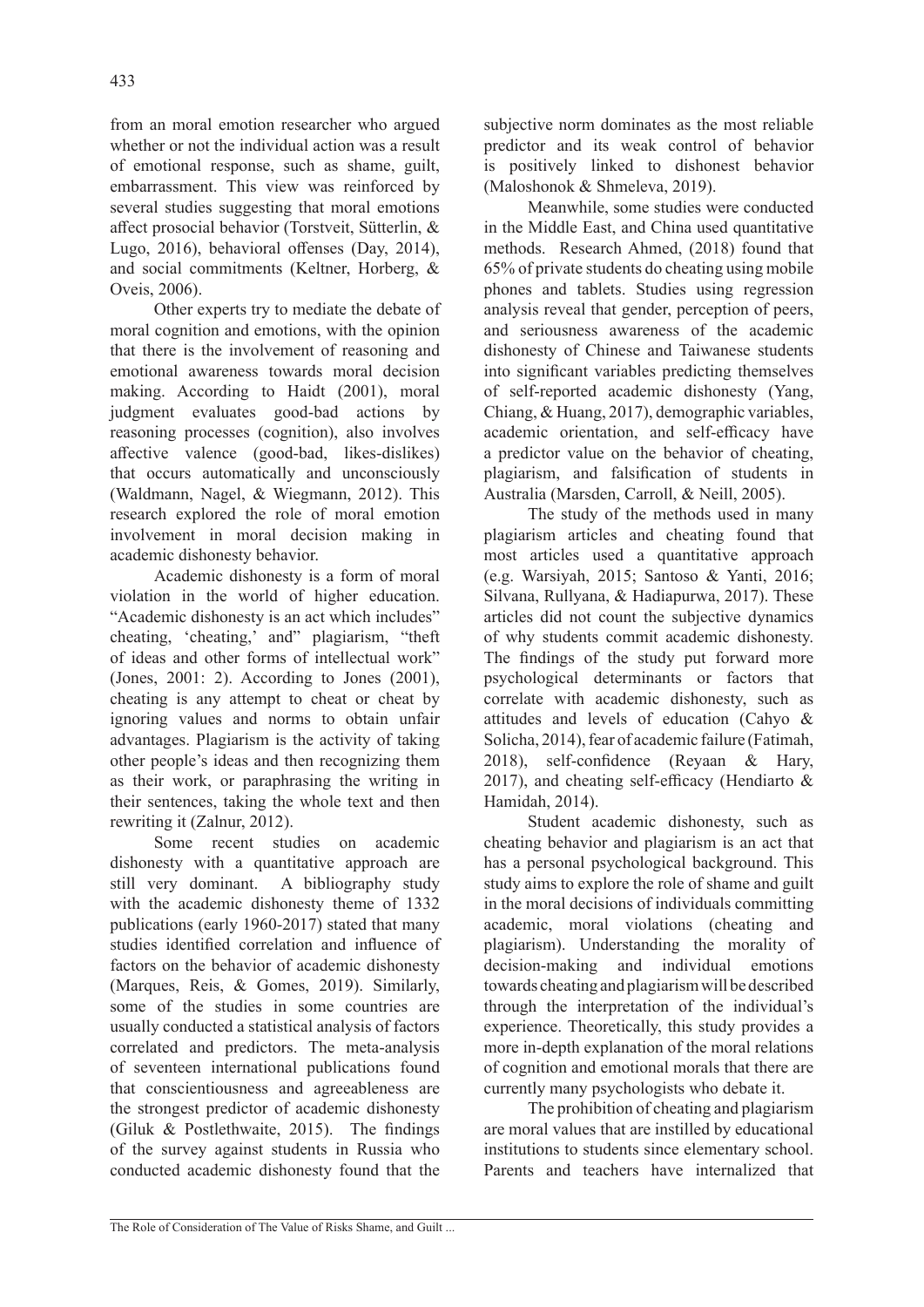from an moral emotion researcher who argued whether or not the individual action was a result of emotional response, such as shame, guilt, embarrassment. This view was reinforced by several studies suggesting that moral emotions affect prosocial behavior (Torstveit, Sütterlin, & Lugo, 2016), behavioral offenses (Day, 2014), and social commitments (Keltner, Horberg, & Oveis, 2006).

Other experts try to mediate the debate of moral cognition and emotions, with the opinion that there is the involvement of reasoning and emotional awareness towards moral decision making. According to Haidt (2001), moral judgment evaluates good-bad actions by reasoning processes (cognition), also involves affective valence (good-bad, likes-dislikes) that occurs automatically and unconsciously (Waldmann, Nagel, & Wiegmann, 2012). This research explored the role of moral emotion involvement in moral decision making in academic dishonesty behavior.

Academic dishonesty is a form of moral violation in the world of higher education. "Academic dishonesty is an act which includes" cheating, 'cheating,' and" plagiarism, "theft of ideas and other forms of intellectual work" (Jones, 2001: 2). According to Jones (2001), cheating is any attempt to cheat or cheat by ignoring values and norms to obtain unfair advantages. Plagiarism is the activity of taking other people's ideas and then recognizing them as their work, or paraphrasing the writing in their sentences, taking the whole text and then rewriting it (Zalnur, 2012).

Some recent studies on academic dishonesty with a quantitative approach are still very dominant. A bibliography study with the academic dishonesty theme of 1332 publications (early 1960-2017) stated that many studies identified correlation and influence of factors on the behavior of academic dishonesty (Marques, Reis, & Gomes, 2019). Similarly, some of the studies in some countries are usually conducted a statistical analysis of factors correlated and predictors. The meta-analysis of seventeen international publications found that conscientiousness and agreeableness are the strongest predictor of academic dishonesty (Giluk & Postlethwaite, 2015). The findings of the survey against students in Russia who conducted academic dishonesty found that the subjective norm dominates as the most reliable predictor and its weak control of behavior is positively linked to dishonest behavior (Maloshonok & Shmeleva, 2019).

Meanwhile, some studies were conducted in the Middle East, and China used quantitative methods. Research Ahmed, (2018) found that 65% of private students do cheating using mobile phones and tablets. Studies using regression analysis reveal that gender, perception of peers, and seriousness awareness of the academic dishonesty of Chinese and Taiwanese students into significant variables predicting themselves of self-reported academic dishonesty (Yang, Chiang, & Huang, 2017), demographic variables, academic orientation, and self-efficacy have a predictor value on the behavior of cheating, plagiarism, and falsification of students in Australia (Marsden, Carroll, & Neill, 2005).

The study of the methods used in many plagiarism articles and cheating found that most articles used a quantitative approach (e.g. Warsiyah, 2015; Santoso & Yanti, 2016; Silvana, Rullyana, & Hadiapurwa, 2017). These articles did not count the subjective dynamics of why students commit academic dishonesty. The findings of the study put forward more psychological determinants or factors that correlate with academic dishonesty, such as attitudes and levels of education (Cahyo & Solicha, 2014), fear of academic failure (Fatimah, 2018), self-confidence (Reyaan & Hary, 2017), and cheating self-efficacy (Hendiarto & Hamidah, 2014).

Student academic dishonesty, such as cheating behavior and plagiarism is an act that has a personal psychological background. This study aims to explore the role of shame and guilt in the moral decisions of individuals committing academic, moral violations (cheating and plagiarism). Understanding the morality of decision-making and individual emotions towards cheating and plagiarism will be described through the interpretation of the individual's experience. Theoretically, this study provides a more in-depth explanation of the moral relations of cognition and emotional morals that there are currently many psychologists who debate it.

The prohibition of cheating and plagiarism are moral values that are instilled by educational institutions to students since elementary school. Parents and teachers have internalized that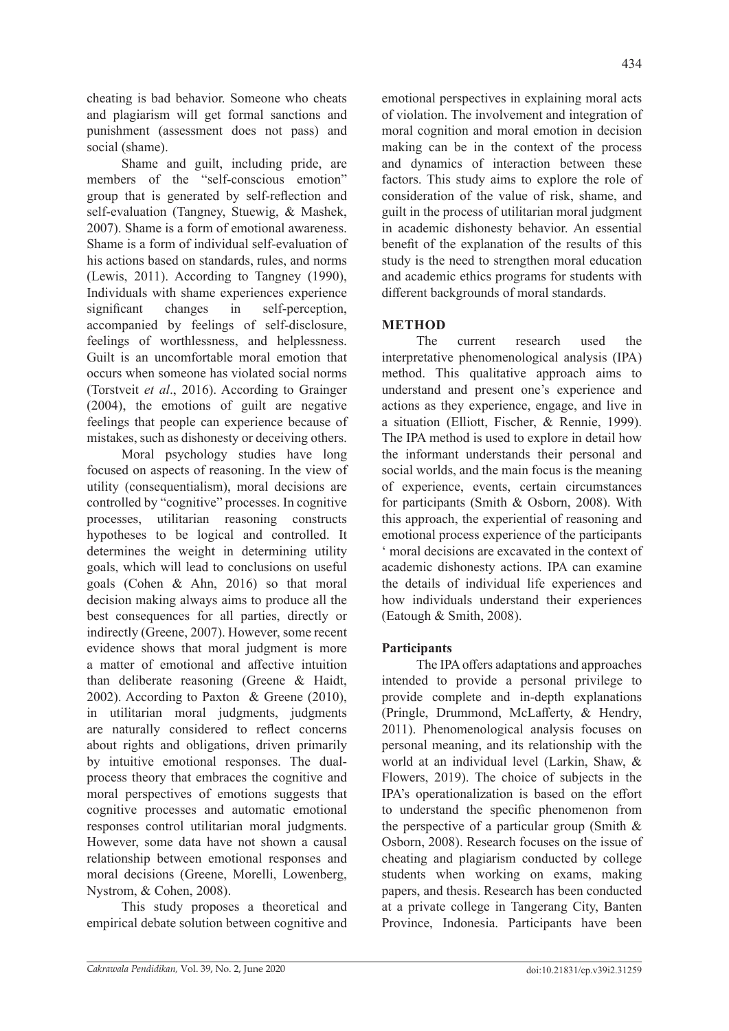cheating is bad behavior. Someone who cheats and plagiarism will get formal sanctions and punishment (assessment does not pass) and social (shame).

Shame and guilt, including pride, are members of the "self-conscious emotion" group that is generated by self-reflection and self-evaluation (Tangney, Stuewig, & Mashek, 2007). Shame is a form of emotional awareness. Shame is a form of individual self-evaluation of his actions based on standards, rules, and norms (Lewis, 2011). According to Tangney (1990), Individuals with shame experiences experience significant changes in self-perception, accompanied by feelings of self-disclosure, feelings of worthlessness, and helplessness. Guilt is an uncomfortable moral emotion that occurs when someone has violated social norms (Torstveit *et al*., 2016). According to Grainger (2004), the emotions of guilt are negative feelings that people can experience because of mistakes, such as dishonesty or deceiving others.

Moral psychology studies have long focused on aspects of reasoning. In the view of utility (consequentialism), moral decisions are controlled by "cognitive" processes. In cognitive processes, utilitarian reasoning constructs hypotheses to be logical and controlled. It determines the weight in determining utility goals, which will lead to conclusions on useful goals (Cohen & Ahn, 2016) so that moral decision making always aims to produce all the best consequences for all parties, directly or indirectly (Greene, 2007). However, some recent evidence shows that moral judgment is more a matter of emotional and affective intuition than deliberate reasoning (Greene & Haidt, 2002). According to Paxton & Greene (2010), in utilitarian moral judgments, judgments are naturally considered to reflect concerns about rights and obligations, driven primarily by intuitive emotional responses. The dual-process theory that embraces the cognitive and moral perspectives of emotions suggests that cognitive processes and automatic emotional responses control utilitarian moral judgments. However, some data have not shown a causal relationship between emotional responses and moral decisions (Greene, Morelli, Lowenberg, Nystrom, & Cohen, 2008).

This study proposes a theoretical and empirical debate solution between cognitive and emotional perspectives in explaining moral acts of violation. The involvement and integration of moral cognition and moral emotion in decision making can be in the context of the process and dynamics of interaction between these factors. This study aims to explore the role of consideration of the value of risk, shame, and guilt in the process of utilitarian moral judgment in academic dishonesty behavior. An essential benefit of the explanation of the results of this study is the need to strengthen moral education and academic ethics programs for students with different backgrounds of moral standards.

## METHOD

The current research used the interpretative phenomenological analysis (IPA) method. This qualitative approach aims to understand and present one's experience and actions as they experience, engage, and live in a situation (Elliott, Fischer, & Rennie, 1999). The IPA method is used to explore in detail how the informant understands their personal and social worlds, and the main focus is the meaning of experience, events, certain circumstances for participants (Smith & Osborn, 2008). With this approach, the experiential of reasoning and emotional process experience of the participants ' moral decisions are excavated in the context of academic dishonesty actions. IPA can examine the details of individual life experiences and how individuals understand their experiences (Eatough & Smith, 2008).

### Participants

The IPA offers adaptations and approaches intended to provide a personal privilege to provide complete and in-depth explanations (Pringle, Drummond, McLafferty, & Hendry, 2011). Phenomenological analysis focuses on personal meaning, and its relationship with the world at an individual level (Larkin, Shaw, & Flowers, 2019). The choice of subjects in the IPA's operationalization is based on the effort to understand the specific phenomenon from the perspective of a particular group (Smith & Osborn, 2008). Research focuses on the issue of cheating and plagiarism conducted by college students when working on exams, making papers, and thesis. Research has been conducted at a private college in Tangerang City, Banten Province, Indonesia. Participants have been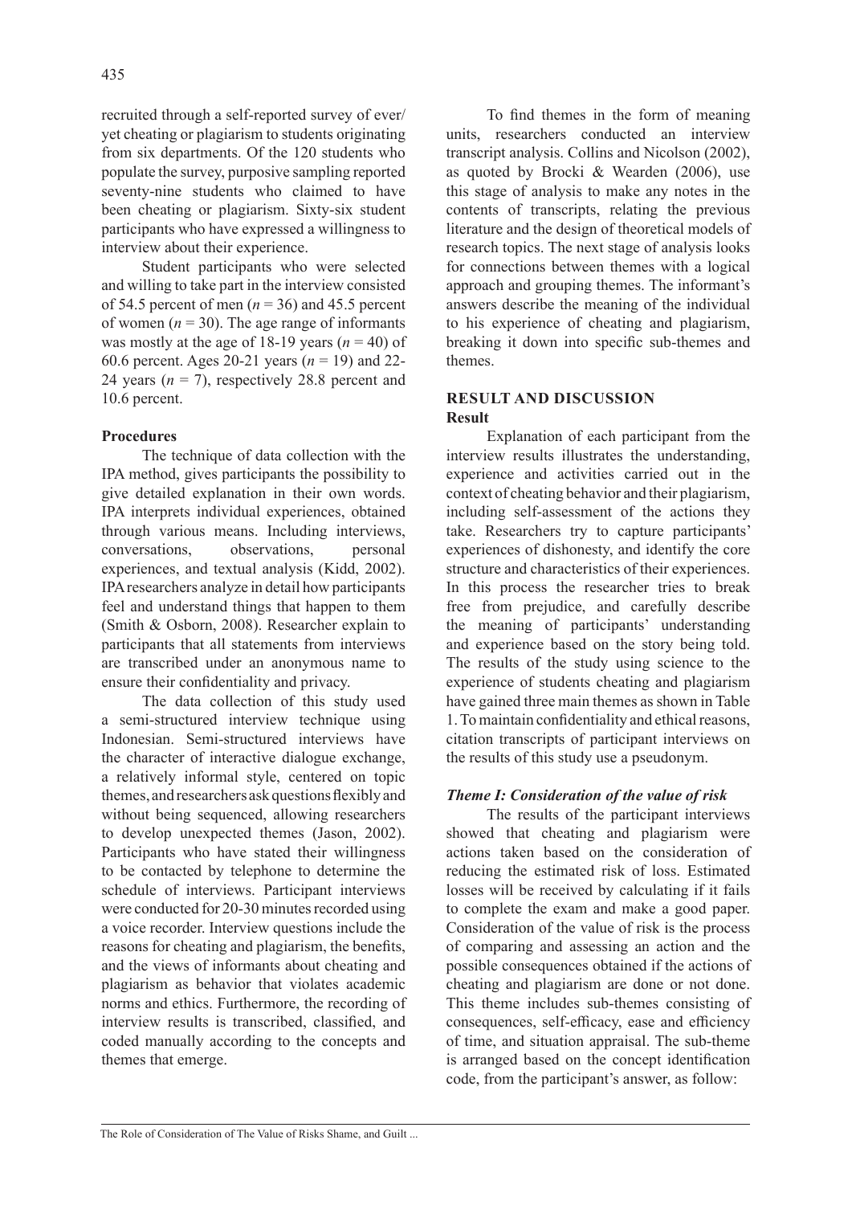recruited through a self-reported survey of ever/ yet cheating or plagiarism to students originating from six departments. Of the 120 students who populate the survey, purposive sampling reported seventy-nine students who claimed to have been cheating or plagiarism. Sixty-six student participants who have expressed a willingness to interview about their experience.

Student participants who were selected and willing to take part in the interview consisted of 54.5 percent of men ($n = 36$) and 45.5 percent of women ($n = 30$). The age range of informants was mostly at the age of 18-19 years ($n = 40$) of 60.6 percent. Ages 20-21 years ($n = 19$) and 22-24 years ($n = 7$), respectively 28.8 percent and 10.6 percent.

**Procedures**

The technique of data collection with the IPA method, gives participants the possibility to give detailed explanation in their own words. IPA interprets individual experiences, obtained through various means. Including interviews, conversations, observations, personal experiences, and textual analysis (Kidd, 2002). IPA researchers analyze in detail how participants feel and understand things that happen to them (Smith & Osborn, 2008). Researcher explain to participants that all statements from interviews are transcribed under an anonymous name to ensure their confidentiality and privacy.

The data collection of this study used a semi-structured interview technique using Indonesian. Semi-structured interviews have the character of interactive dialogue exchange, a relatively informal style, centered on topic themes, and researchers ask questions flexibly and without being sequenced, allowing researchers to develop unexpected themes (Jason, 2002). Participants who have stated their willingness to be contacted by telephone to determine the schedule of interviews. Participant interviews were conducted for 20-30 minutes recorded using a voice recorder. Interview questions include the reasons for cheating and plagiarism, the benefits, and the views of informants about cheating and plagiarism as behavior that violates academic norms and ethics. Furthermore, the recording of interview results is transcribed, classified, and coded manually according to the concepts and themes that emerge.

To find themes in the form of meaning units, researchers conducted an interview transcript analysis. Collins and Nicolson (2002), as quoted by Brocki & Wearden (2006), use this stage of analysis to make any notes in the contents of transcripts, relating the previous literature and the design of theoretical models of research topics. The next stage of analysis looks for connections between themes with a logical approach and grouping themes. The informant's answers describe the meaning of the individual to his experience of cheating and plagiarism, breaking it down into specific sub-themes and themes.

## RESULT AND DISCUSSION

### Result

Explanation of each participant from the interview results illustrates the understanding, experience and activities carried out in the context of cheating behavior and their plagiarism, including self-assessment of the actions they take. Researchers try to capture participants' experiences of dishonesty, and identify the core structure and characteristics of their experiences. In this process the researcher tries to break free from prejudice, and carefully describe the meaning of participants' understanding and experience based on the story being told. The results of the study using science to the experience of students cheating and plagiarism have gained three main themes as shown in Table 1. To maintain confidentiality and ethical reasons, citation transcripts of participant interviews on the results of this study use a pseudonym.

#### *Theme I: Consideration of the value of risk*

The results of the participant interviews showed that cheating and plagiarism were actions taken based on the consideration of reducing the estimated risk of loss. Estimated losses will be received by calculating if it fails to complete the exam and make a good paper. Consideration of the value of risk is the process of comparing and assessing an action and the possible consequences obtained if the actions of cheating and plagiarism are done or not done. This theme includes sub-themes consisting of consequences, self-efficacy, ease and efficiency of time, and situation appraisal. The sub-theme is arranged based on the concept identification code, from the participant's answer, as follow: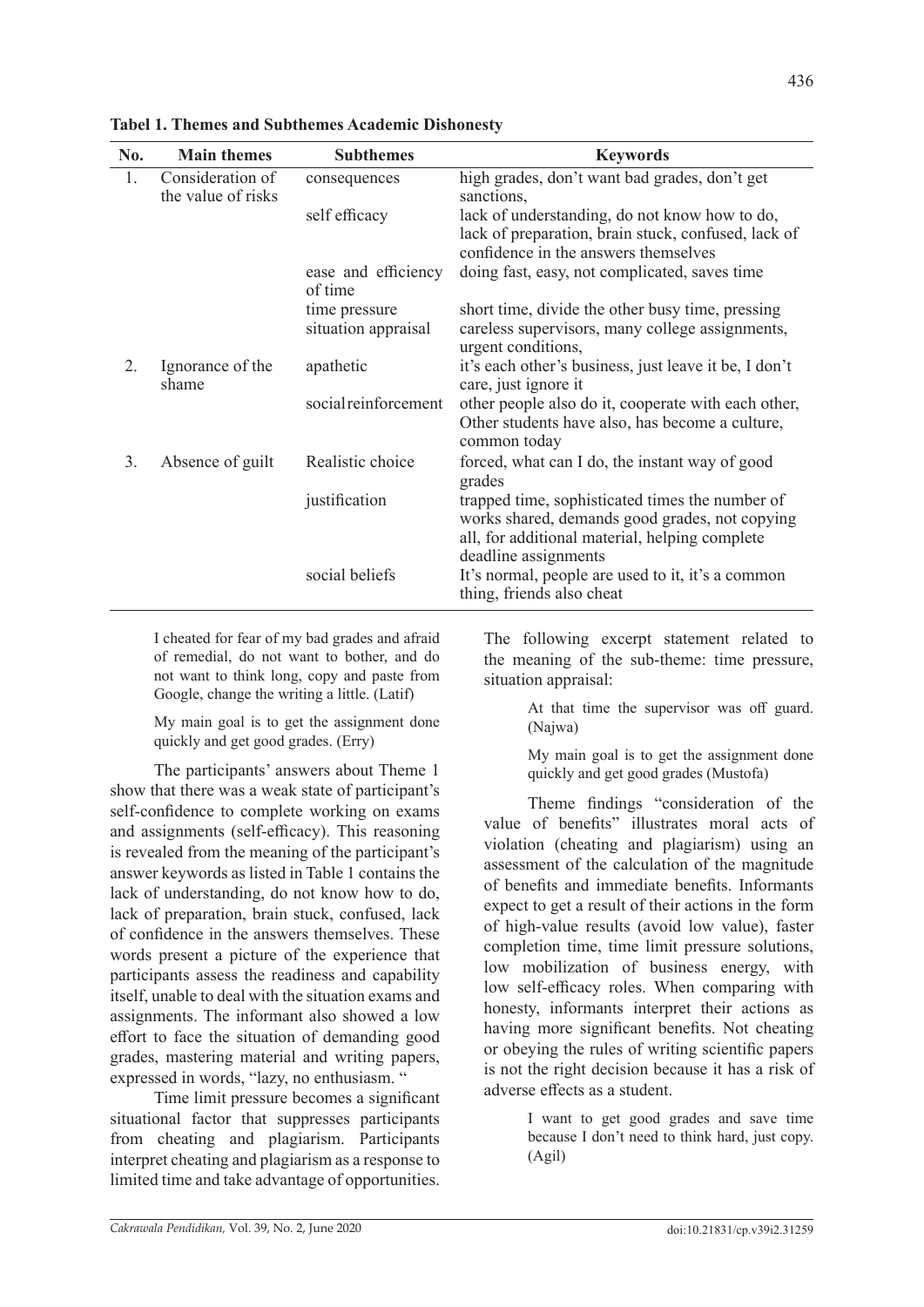**Tabel 1. Themes and Subthemes Academic Dishonesty**

| No. | Main themes | Subthemes | Keywords |
|---|---|---|---|
| 1. | Consideration of the value of risks | consequences | high grades, don't want bad grades, don't get sanctions, |
| | | self efficacy | lack of understanding, do not know how to do, lack of preparation, brain stuck, confused, lack of confidence in the answers themselves |
| | | ease and efficiency of time | doing fast, easy, not complicated, saves time |
| | | time pressure situation appraisal | short time, divide the other busy time, pressing careless supervisors, many college assignments, urgent conditions, |
| 2. | Ignorance of the shame | apathetic | it's each other's business, just leave it be, I don't care, just ignore it |
| | | socialreinforcement | other people also do it, cooperate with each other, Other students have also, has become a culture, common today |
| 3. | Absence of guilt | Realistic choice | forced, what can I do, the instant way of good grades |
| | | justification | trapped time, sophisticated times the number of works shared, demands good grades, not copying all, for additional material, helping complete deadline assignments |
| | | social beliefs | It's normal, people are used to it, it's a common thing, friends also cheat |

> I cheated for fear of my bad grades and afraid of remedial, do not want to bother, and do not want to think long, copy and paste from Google, change the writing a little. (Latif)

> My main goal is to get the assignment done quickly and get good grades. (Erry)

The participants' answers about Theme 1 show that there was a weak state of participant's self-confidence to complete working on exams and assignments (self-efficacy). This reasoning is revealed from the meaning of the participant's answer keywords as listed in Table 1 contains the lack of understanding, do not know how to do, lack of preparation, brain stuck, confused, lack of confidence in the answers themselves. These words present a picture of the experience that participants assess the readiness and capability itself, unable to deal with the situation exams and assignments. The informant also showed a low effort to face the situation of demanding good grades, mastering material and writing papers, expressed in words, "lazy, no enthusiasm. "

Time limit pressure becomes a significant situational factor that suppresses participants from cheating and plagiarism. Participants interpret cheating and plagiarism as a response to limited time and take advantage of opportunities. The following excerpt statement related to the meaning of the sub-theme: time pressure, situation appraisal:

> At that time the supervisor was off guard. (Najwa)

> My main goal is to get the assignment done quickly and get good grades (Mustofa)

Theme findings "consideration of the value of benefits" illustrates moral acts of violation (cheating and plagiarism) using an assessment of the calculation of the magnitude of benefits and immediate benefits. Informants expect to get a result of their actions in the form of high-value results (avoid low value), faster completion time, time limit pressure solutions, low mobilization of business energy, with low self-efficacy roles. When comparing with honesty, informants interpret their actions as having more significant benefits. Not cheating or obeying the rules of writing scientific papers is not the right decision because it has a risk of adverse effects as a student.

> I want to get good grades and save time because I don't need to think hard, just copy. (Agil)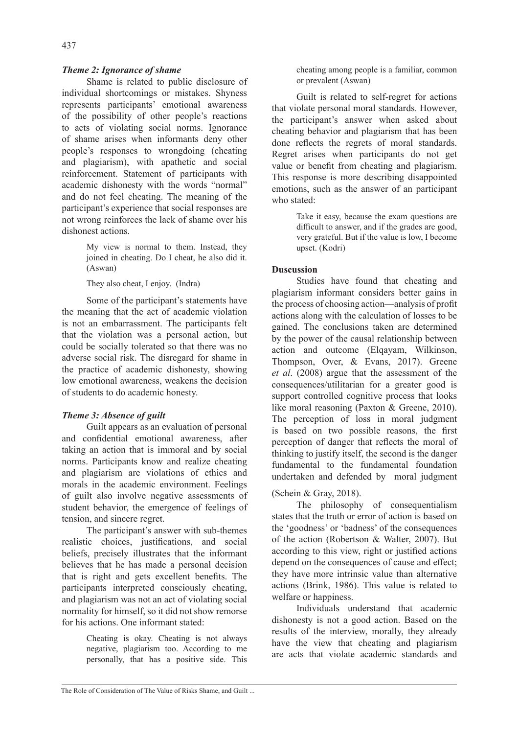### *Theme 2: Ignorance of shame*

Shame is related to public disclosure of individual shortcomings or mistakes. Shyness represents participants' emotional awareness of the possibility of other people's reactions to acts of violating social norms. Ignorance of shame arises when informants deny other people's responses to wrongdoing (cheating and plagiarism), with apathetic and social reinforcement. Statement of participants with academic dishonesty with the words "normal" and do not feel cheating. The meaning of the participant's experience that social responses are not wrong reinforces the lack of shame over his dishonest actions.

> My view is normal to them. Instead, they joined in cheating. Do I cheat, he also did it. (Aswan)
>
> They also cheat, I enjoy. (Indra)

Some of the participant's statements have the meaning that the act of academic violation is not an embarrassment. The participants felt that the violation was a personal action, but could be socially tolerated so that there was no adverse social risk. The disregard for shame in the practice of academic dishonesty, showing low emotional awareness, weakens the decision of students to do academic honesty.

### *Theme 3: Absence of guilt*

Guilt appears as an evaluation of personal and confidential emotional awareness, after taking an action that is immoral and by social norms. Participants know and realize cheating and plagiarism are violations of ethics and morals in the academic environment. Feelings of guilt also involve negative assessments of student behavior, the emergence of feelings of tension, and sincere regret.

The participant's answer with sub-themes realistic choices, justifications, and social beliefs, precisely illustrates that the informant believes that he has made a personal decision that is right and gets excellent benefits. The participants interpreted consciously cheating, and plagiarism was not an act of violating social normality for himself, so it did not show remorse for his actions. One informant stated:

> Cheating is okay. Cheating is not always negative, plagiarism too. According to me personally, that has a positive side. This cheating among people is a familiar, common or prevalent (Aswan)

Guilt is related to self-regret for actions that violate personal moral standards. However, the participant's answer when asked about cheating behavior and plagiarism that has been done reflects the regrets of moral standards. Regret arises when participants do not get value or benefit from cheating and plagiarism. This response is more describing disappointed emotions, such as the answer of an participant who stated:

> Take it easy, because the exam questions are difficult to answer, and if the grades are good, very grateful. But if the value is low, I become upset. (Kodri)

## **Duscussion**

Studies have found that cheating and plagiarism informant considers better gains in the process of choosing action—analysis of profit actions along with the calculation of losses to be gained. The conclusions taken are determined by the power of the causal relationship between action and outcome (Elqayam, Wilkinson, Thompson, Over, & Evans, 2017). Greene *et al*. (2008) argue that the assessment of the consequences/utilitarian for a greater good is support controlled cognitive process that looks like moral reasoning (Paxton & Greene, 2010). The perception of loss in moral judgment is based on two possible reasons, the first perception of danger that reflects the moral of thinking to justify itself, the second is the danger fundamental to the fundamental foundation undertaken and defended by moral judgment (Schein & Gray, 2018).

The philosophy of consequentialism states that the truth or error of action is based on the 'goodness' or 'badness' of the consequences of the action (Robertson & Walter, 2007). But according to this view, right or justified actions depend on the consequences of cause and effect; they have more intrinsic value than alternative actions (Brink, 1986). This value is related to welfare or happiness.

Individuals understand that academic dishonesty is not a good action. Based on the results of the interview, morally, they already have the view that cheating and plagiarism are acts that violate academic standards and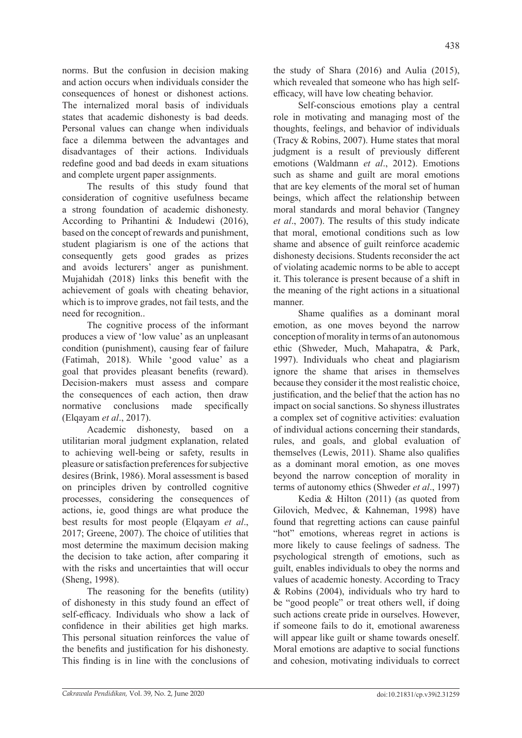norms. But the confusion in decision making and action occurs when individuals consider the consequences of honest or dishonest actions. The internalized moral basis of individuals states that academic dishonesty is bad deeds. Personal values can change when individuals face a dilemma between the advantages and disadvantages of their actions. Individuals redefine good and bad deeds in exam situations and complete urgent paper assignments.

The results of this study found that consideration of cognitive usefulness became a strong foundation of academic dishonesty. According to Prihantini & Indudewi (2016), based on the concept of rewards and punishment, student plagiarism is one of the actions that consequently gets good grades as prizes and avoids lecturers' anger as punishment. Mujahidah (2018) links this benefit with the achievement of goals with cheating behavior, which is to improve grades, not fail tests, and the need for recognition..

The cognitive process of the informant produces a view of 'low value' as an unpleasant condition (punishment), causing fear of failure (Fatimah, 2018). While 'good value' as a goal that provides pleasant benefits (reward). Decision-makers must assess and compare the consequences of each action, then draw normative conclusions made specifically (Elqayam *et al*., 2017).

Academic dishonesty, based on a utilitarian moral judgment explanation, related to achieving well-being or safety, results in pleasure or satisfaction preferences for subjective desires (Brink, 1986). Moral assessment is based on principles driven by controlled cognitive processes, considering the consequences of actions, ie, good things are what produce the best results for most people (Elqayam *et al*., 2017; Greene, 2007). The choice of utilities that most determine the maximum decision making the decision to take action, after comparing it with the risks and uncertainties that will occur (Sheng, 1998).

The reasoning for the benefits (utility) of dishonesty in this study found an effect of self-efficacy. Individuals who show a lack of confidence in their abilities get high marks. This personal situation reinforces the value of the benefits and justification for his dishonesty. This finding is in line with the conclusions of the study of Shara (2016) and Aulia (2015), which revealed that someone who has high self-efficacy, will have low cheating behavior.

Self-conscious emotions play a central role in motivating and managing most of the thoughts, feelings, and behavior of individuals (Tracy & Robins, 2007). Hume states that moral judgment is a result of previously different emotions (Waldmann *et al*., 2012). Emotions such as shame and guilt are moral emotions that are key elements of the moral set of human beings, which affect the relationship between moral standards and moral behavior (Tangney *et al*., 2007). The results of this study indicate that moral, emotional conditions such as low shame and absence of guilt reinforce academic dishonesty decisions. Students reconsider the act of violating academic norms to be able to accept it. This tolerance is present because of a shift in the meaning of the right actions in a situational manner.

Shame qualifies as a dominant moral emotion, as one moves beyond the narrow conception of morality in terms of an autonomous ethic (Shweder, Much, Mahapatra, & Park, 1997). Individuals who cheat and plagiarism ignore the shame that arises in themselves because they consider it the most realistic choice, justification, and the belief that the action has no impact on social sanctions. So shyness illustrates a complex set of cognitive activities: evaluation of individual actions concerning their standards, rules, and goals, and global evaluation of themselves (Lewis, 2011). Shame also qualifies as a dominant moral emotion, as one moves beyond the narrow conception of morality in terms of autonomy ethics (Shweder *et al*., 1997)

Kedia & Hilton (2011) (as quoted from Gilovich, Medvec, & Kahneman, 1998) have found that regretting actions can cause painful "hot" emotions, whereas regret in actions is more likely to cause feelings of sadness. The psychological strength of emotions, such as guilt, enables individuals to obey the norms and values of academic honesty. According to Tracy & Robins (2004), individuals who try hard to be "good people" or treat others well, if doing such actions create pride in ourselves. However, if someone fails to do it, emotional awareness will appear like guilt or shame towards oneself. Moral emotions are adaptive to social functions and cohesion, motivating individuals to correct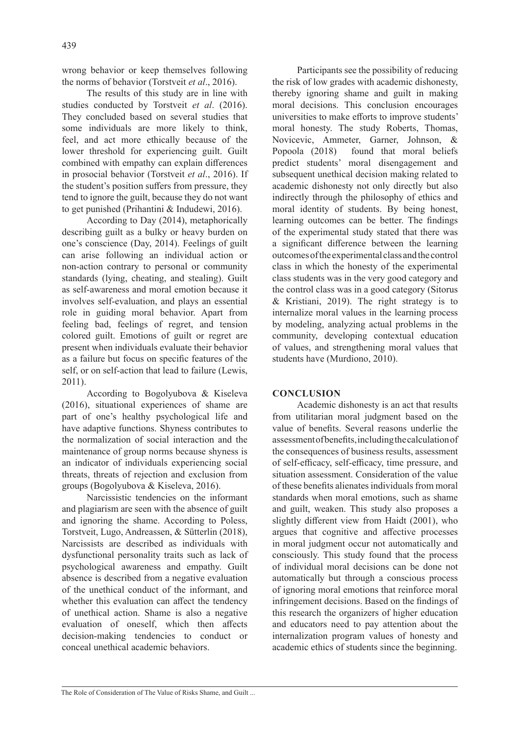wrong behavior or keep themselves following the norms of behavior (Torstveit *et al*., 2016).

The results of this study are in line with studies conducted by Torstveit *et al*. (2016). They concluded based on several studies that some individuals are more likely to think, feel, and act more ethically because of the lower threshold for experiencing guilt. Guilt combined with empathy can explain differences in prosocial behavior (Torstveit *et al*., 2016). If the student's position suffers from pressure, they tend to ignore the guilt, because they do not want to get punished (Prihantini & Indudewi, 2016).

According to Day (2014), metaphorically describing guilt as a bulky or heavy burden on one's conscience (Day, 2014). Feelings of guilt can arise following an individual action or non-action contrary to personal or community standards (lying, cheating, and stealing). Guilt as self-awareness and moral emotion because it involves self-evaluation, and plays an essential role in guiding moral behavior. Apart from feeling bad, feelings of regret, and tension colored guilt. Emotions of guilt or regret are present when individuals evaluate their behavior as a failure but focus on specific features of the self, or on self-action that lead to failure (Lewis, 2011).

According to Bogolyubova & Kiseleva (2016), situational experiences of shame are part of one's healthy psychological life and have adaptive functions. Shyness contributes to the normalization of social interaction and the maintenance of group norms because shyness is an indicator of individuals experiencing social threats, threats of rejection and exclusion from groups (Bogolyubova & Kiseleva, 2016).

Narcissistic tendencies on the informant and plagiarism are seen with the absence of guilt and ignoring the shame. According to Poless, Torstveit, Lugo, Andreassen, & Sütterlin (2018), Narcissists are described as individuals with dysfunctional personality traits such as lack of psychological awareness and empathy. Guilt absence is described from a negative evaluation of the unethical conduct of the informant, and whether this evaluation can affect the tendency of unethical action. Shame is also a negative evaluation of oneself, which then affects decision-making tendencies to conduct or conceal unethical academic behaviors.

Participants see the possibility of reducing the risk of low grades with academic dishonesty, thereby ignoring shame and guilt in making moral decisions. This conclusion encourages universities to make efforts to improve students' moral honesty. The study Roberts, Thomas, Novicevic, Ammeter, Garner, Johnson, & Popoola (2018) found that moral beliefs predict students' moral disengagement and subsequent unethical decision making related to academic dishonesty not only directly but also indirectly through the philosophy of ethics and moral identity of students. By being honest, learning outcomes can be better. The findings of the experimental study stated that there was a significant difference between the learning outcomes of the experimental class and the control class in which the honesty of the experimental class students was in the very good category and the control class was in a good category (Sitorus & Kristiani, 2019). The right strategy is to internalize moral values in the learning process by modeling, analyzing actual problems in the community, developing contextual education of values, and strengthening moral values that students have (Murdiono, 2010).

## CONCLUSION

Academic dishonesty is an act that results from utilitarian moral judgment based on the value of benefits. Several reasons underlie the assessment of benefits, including the calculation of the consequences of business results, assessment of self-efficacy, self-efficacy, time pressure, and situation assessment. Consideration of the value of these benefits alienates individuals from moral standards when moral emotions, such as shame and guilt, weaken. This study also proposes a slightly different view from Haidt (2001), who argues that cognitive and affective processes in moral judgment occur not automatically and consciously. This study found that the process of individual moral decisions can be done not automatically but through a conscious process of ignoring moral emotions that reinforce moral infringement decisions. Based on the findings of this research the organizers of higher education and educators need to pay attention about the internalization program values of honesty and academic ethics of students since the beginning.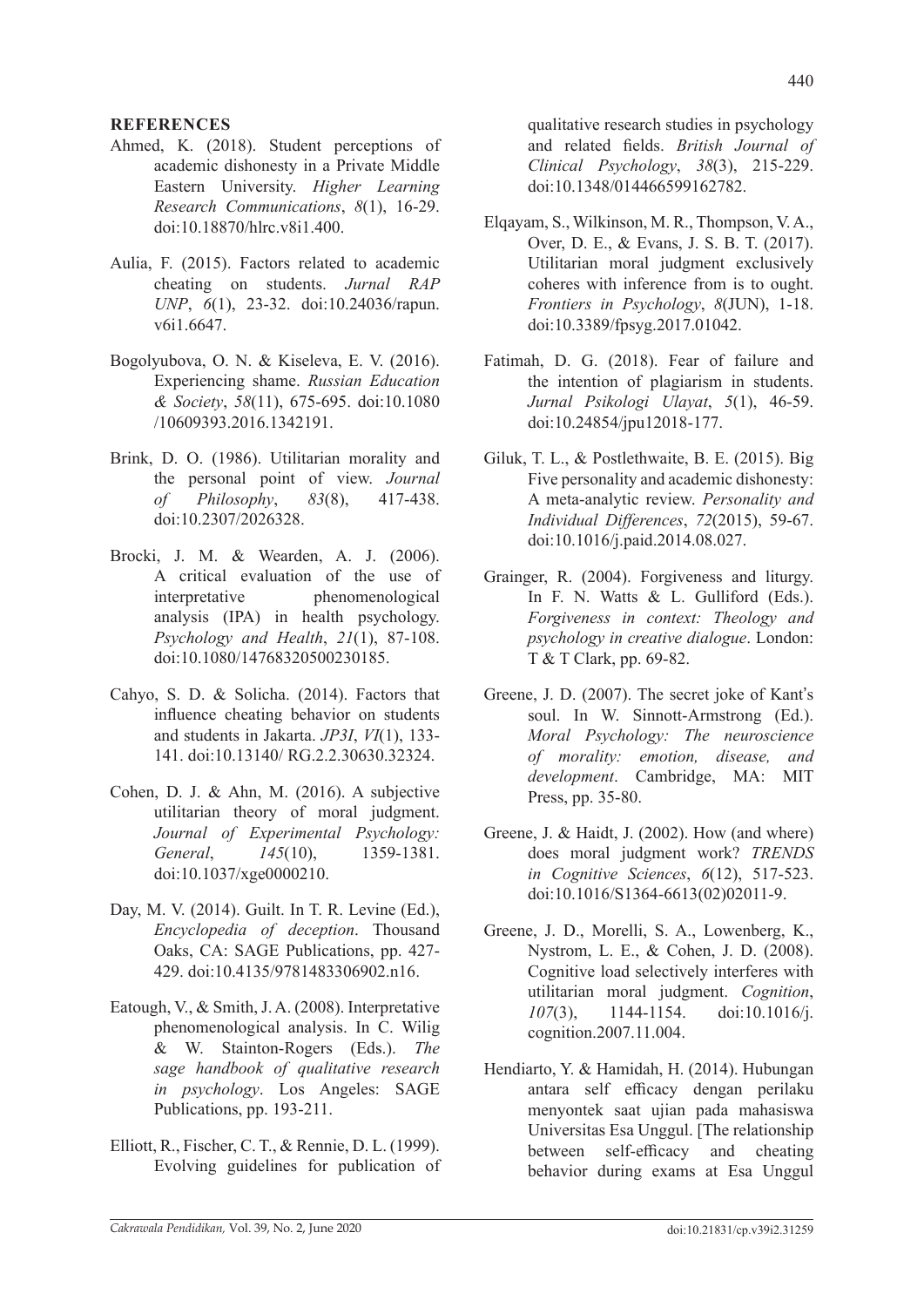## REFERENCES

Ahmed, K. (2018). Student perceptions of academic dishonesty in a Private Middle Eastern University. *Higher Learning Research Communications*, *8*(1), 16-29. doi:10.18870/hlrc.v8i1.400.

Aulia, F. (2015). Factors related to academic cheating on students. *Jurnal RAP UNP*, *6*(1), 23-32. doi:10.24036/rapun.v6i1.6647.

Bogolyubova, O. N. & Kiseleva, E. V. (2016). Experiencing shame. *Russian Education & Society*, *58*(11), 675-695. doi:10.1080/10609393.2016.1342191.

Brink, D. O. (1986). Utilitarian morality and the personal point of view. *Journal of Philosophy*, *83*(8), 417-438. doi:10.2307/2026328.

Brocki, J. M. & Wearden, A. J. (2006). A critical evaluation of the use of interpretative phenomenological analysis (IPA) in health psychology. *Psychology and Health*, *21*(1), 87-108. doi:10.1080/14768320500230185.

Cahyo, S. D. & Solicha. (2014). Factors that influence cheating behavior on students and students in Jakarta. *JP3I*, *VI*(1), 133-141. doi:10.13140/ RG.2.2.30630.32324.

Cohen, D. J. & Ahn, M. (2016). A subjective utilitarian theory of moral judgment. *Journal of Experimental Psychology: General*, *145*(10), 1359-1381. doi:10.1037/xge0000210.

Day, M. V. (2014). Guilt. In T. R. Levine (Ed.), *Encyclopedia of deception*. Thousand Oaks, CA: SAGE Publications, pp. 427-429. doi:10.4135/9781483306902.n16.

Eatough, V., & Smith, J. A. (2008). Interpretative phenomenological analysis. In C. Wilig & W. Stainton-Rogers (Eds.). *The sage handbook of qualitative research in psychology*. Los Angeles: SAGE Publications, pp. 193-211.

Elliott, R., Fischer, C. T., & Rennie, D. L. (1999). Evolving guidelines for publication of qualitative research studies in psychology and related fields. *British Journal of Clinical Psychology*, *38*(3), 215-229. doi:10.1348/014466599162782.

Elqayam, S., Wilkinson, M. R., Thompson, V. A., Over, D. E., & Evans, J. S. B. T. (2017). Utilitarian moral judgment exclusively coheres with inference from is to ought. *Frontiers in Psychology*, *8*(JUN), 1-18. doi:10.3389/fpsyg.2017.01042.

Fatimah, D. G. (2018). Fear of failure and the intention of plagiarism in students. *Jurnal Psikologi Ulayat*, *5*(1), 46-59. doi:10.24854/jpu12018-177.

Giluk, T. L., & Postlethwaite, B. E. (2015). Big Five personality and academic dishonesty: A meta-analytic review. *Personality and Individual Differences*, *72*(2015), 59-67. doi:10.1016/j.paid.2014.08.027.

Grainger, R. (2004). Forgiveness and liturgy. In F. N. Watts & L. Gulliford (Eds.). *Forgiveness in context: Theology and psychology in creative dialogue*. London: T & T Clark, pp. 69-82.

Greene, J. D. (2007). The secret joke of Kant's soul. In W. Sinnott-Armstrong (Ed.). *Moral Psychology: The neuroscience of morality: emotion, disease, and development*. Cambridge, MA: MIT Press, pp. 35-80.

Greene, J. & Haidt, J. (2002). How (and where) does moral judgment work? *TRENDS in Cognitive Sciences*, *6*(12), 517-523. doi:10.1016/S1364-6613(02)02011-9.

Greene, J. D., Morelli, S. A., Lowenberg, K., Nystrom, L. E., & Cohen, J. D. (2008). Cognitive load selectively interferes with utilitarian moral judgment. *Cognition*, *107*(3), 1144-1154. doi:10.1016/j.cognition.2007.11.004.

Hendiarto, Y. & Hamidah, H. (2014). Hubungan antara self efficacy dengan perilaku menyontek saat ujian pada mahasiswa Universitas Esa Unggul. [The relationship between self-efficacy and cheating behavior during exams at Esa Unggul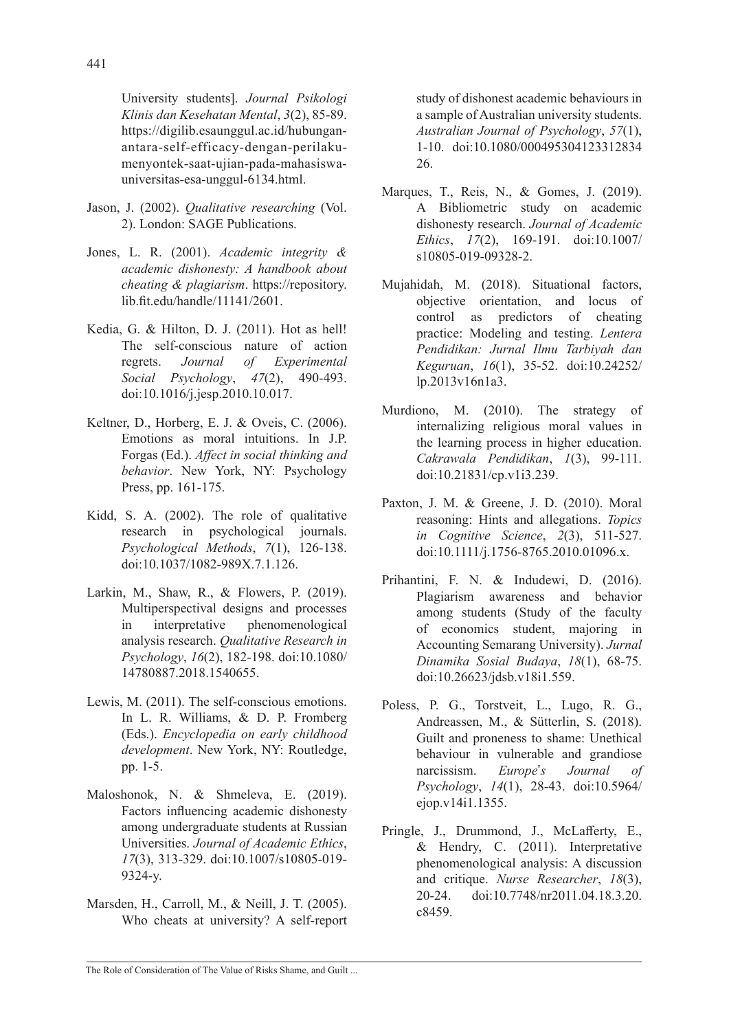University students]. *Journal Psikologi Klinis dan Kesehatan Mental*, *3*(2), 85-89. https://digilib.esaunggul.ac.id/hubungan-antara-self-efficacy-dengan-perilaku-menyontek-saat-ujian-pada-mahasiswa-universitas-esa-unggul-6134.html.

Jason, J. (2002). *Qualitative researching* (Vol. 2). London: SAGE Publications.

Jones, L. R. (2001). *Academic integrity & academic dishonesty: A handbook about cheating & plagiarism*. https://repository.lib.fit.edu/handle/11141/2601.

Kedia, G. & Hilton, D. J. (2011). Hot as hell! The self-conscious nature of action regrets. *Journal of Experimental Social Psychology*, *47*(2), 490-493. doi:10.1016/j.jesp.2010.10.017.

Keltner, D., Horberg, E. J. & Oveis, C. (2006). Emotions as moral intuitions. In J.P. Forgas (Ed.). *Affect in social thinking and behavior*. New York, NY: Psychology Press, pp. 161-175.

Kidd, S. A. (2002). The role of qualitative research in psychological journals. *Psychological Methods*, *7*(1), 126-138. doi:10.1037/1082-989X.7.1.126.

Larkin, M., Shaw, R., & Flowers, P. (2019). Multiperspectival designs and processes in interpretative phenomenological analysis research. *Qualitative Research in Psychology*, *16*(2), 182-198. doi:10.1080/14780887.2018.1540655.

Lewis, M. (2011). The self-conscious emotions. In L. R. Williams, & D. P. Fromberg (Eds.). *Encyclopedia on early childhood development*. New York, NY: Routledge, pp. 1-5.

Maloshonok, N. & Shmeleva, E. (2019). Factors influencing academic dishonesty among undergraduate students at Russian Universities. *Journal of Academic Ethics*, *17*(3), 313-329. doi:10.1007/s10805-019-9324-y.

Marsden, H., Carroll, M., & Neill, J. T. (2005). Who cheats at university? A self-report study of dishonest academic behaviours in a sample of Australian university students. *Australian Journal of Psychology*, *57*(1), 1-10. doi:10.1080/00049530412331283426.

Marques, T., Reis, N., & Gomes, J. (2019). A Bibliometric study on academic dishonesty research. *Journal of Academic Ethics*, *17*(2), 169-191. doi:10.1007/s10805-019-09328-2.

Mujahidah, M. (2018). Situational factors, objective orientation, and locus of control as predictors of cheating practice: Modeling and testing. *Lentera Pendidikan: Jurnal Ilmu Tarbiyah dan Keguruan*, *16*(1), 35-52. doi:10.24252/lp.2013v16n1a3.

Murdiono, M. (2010). The strategy of internalizing religious moral values in the learning process in higher education. *Cakrawala Pendidikan*, *1*(3), 99-111. doi:10.21831/cp.v1i3.239.

Paxton, J. M. & Greene, J. D. (2010). Moral reasoning: Hints and allegations. *Topics in Cognitive Science*, *2*(3), 511-527. doi:10.1111/j.1756-8765.2010.01096.x.

Prihantini, F. N. & Indudewi, D. (2016). Plagiarism awareness and behavior among students (Study of the faculty of economics student, majoring in Accounting Semarang University). *Jurnal Dinamika Sosial Budaya*, *18*(1), 68-75. doi:10.26623/jdsb.v18i1.559.

Poless, P. G., Torstveit, L., Lugo, R. G., Andreassen, M., & Sütterlin, S. (2018). Guilt and proneness to shame: Unethical behaviour in vulnerable and grandiose narcissism. *Europe's Journal of Psychology*, *14*(1), 28-43. doi:10.5964/ejop.v14i1.1355.

Pringle, J., Drummond, J., McLafferty, E., & Hendry, C. (2011). Interpretative phenomenological analysis: A discussion and critique. *Nurse Researcher*, *18*(3), 20-24. doi:10.7748/nr2011.04.18.3.20.c8459.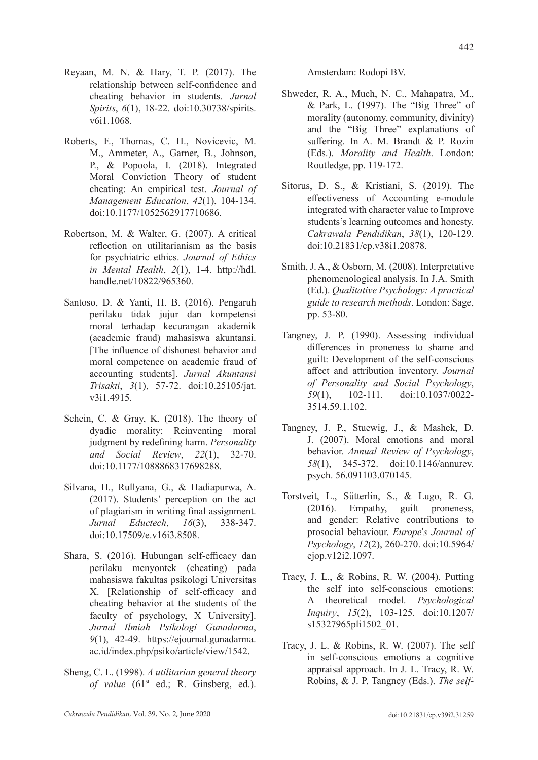Reyaan, M. N. & Hary, T. P. (2017). The relationship between self-confidence and cheating behavior in students. *Jurnal Spirits*, *6*(1), 18-22. doi:10.30738/spirits.v6i1.1068.

Roberts, F., Thomas, C. H., Novicevic, M. M., Ammeter, A., Garner, B., Johnson, P., & Popoola, I. (2018). Integrated Moral Conviction Theory of student cheating: An empirical test. *Journal of Management Education*, *42*(1), 104-134. doi:10.1177/1052562917710686.

Robertson, M. & Walter, G. (2007). A critical reflection on utilitarianism as the basis for psychiatric ethics. *Journal of Ethics in Mental Health*, *2*(1), 1-4. http://hdl.handle.net/10822/965360.

Santoso, D. & Yanti, H. B. (2016). Pengaruh perilaku tidak jujur dan kompetensi moral terhadap kecurangan akademik (academic fraud) mahasiswa akuntansi. [The influence of dishonest behavior and moral competence on academic fraud of accounting students]. *Jurnal Akuntansi Trisakti*, *3*(1), 57-72. doi:10.25105/jat.v3i1.4915.

Schein, C. & Gray, K. (2018). The theory of dyadic morality: Reinventing moral judgment by redefining harm. *Personality and Social Review*, *22*(1), 32-70. doi:10.1177/1088868317698288.

Silvana, H., Rullyana, G., & Hadiapurwa, A. (2017). Students' perception on the act of plagiarism in writing final assignment. *Jurnal Eductech*, *16*(3), 338-347. doi:10.17509/e.v16i3.8508.

Shara, S. (2016). Hubungan self-efficacy dan perilaku menyontek (cheating) pada mahasiswa fakultas psikologi Universitas X. [Relationship of self-efficacy and cheating behavior at the students of the faculty of psychology, X University]. *Jurnal Ilmiah Psikologi Gunadarma*, *9*(1), 42-49. https://ejournal.gunadarma.ac.id/index.php/psiko/article/view/1542.

Sheng, C. L. (1998). *A utilitarian general theory of value* (61st ed.; R. Ginsberg, ed.). Amsterdam: Rodopi BV.

Shweder, R. A., Much, N. C., Mahapatra, M., & Park, L. (1997). The "Big Three" of morality (autonomy, community, divinity) and the "Big Three" explanations of suffering. In A. M. Brandt & P. Rozin (Eds.). *Morality and Health*. London: Routledge, pp. 119-172.

Sitorus, D. S., & Kristiani, S. (2019). The effectiveness of Accounting e-module integrated with character value to Improve students's learning outcomes and honesty. *Cakrawala Pendidikan*, *38*(1), 120-129. doi:10.21831/cp.v38i1.20878.

Smith, J. A., & Osborn, M. (2008). Interpretative phenomenological analysis. In J.A. Smith (Ed.). *Qualitative Psychology: A practical guide to research methods*. London: Sage, pp. 53-80.

Tangney, J. P. (1990). Assessing individual differences in proneness to shame and guilt: Development of the self-conscious affect and attribution inventory. *Journal of Personality and Social Psychology*, *59*(1), 102-111. doi:10.1037/0022-3514.59.1.102.

Tangney, J. P., Stuewig, J., & Mashek, D. J. (2007). Moral emotions and moral behavior. *Annual Review of Psychology*, *58*(1), 345-372. doi:10.1146/annurev.psych. 56.091103.070145.

Torstveit, L., Sütterlin, S., & Lugo, R. G. (2016). Empathy, guilt proneness, and gender: Relative contributions to prosocial behaviour. *Europe's Journal of Psychology*, *12*(2), 260-270. doi:10.5964/ejop.v12i2.1097.

Tracy, J. L., & Robins, R. W. (2004). Putting the self into self-conscious emotions: A theoretical model. *Psychological Inquiry*, *15*(2), 103-125. doi:10.1207/s15327965pli1502_01.

Tracy, J. L. & Robins, R. W. (2007). The self in self-conscious emotions a cognitive appraisal approach. In J. L. Tracy, R. W. Robins, & J. P. Tangney (Eds.). *The self-*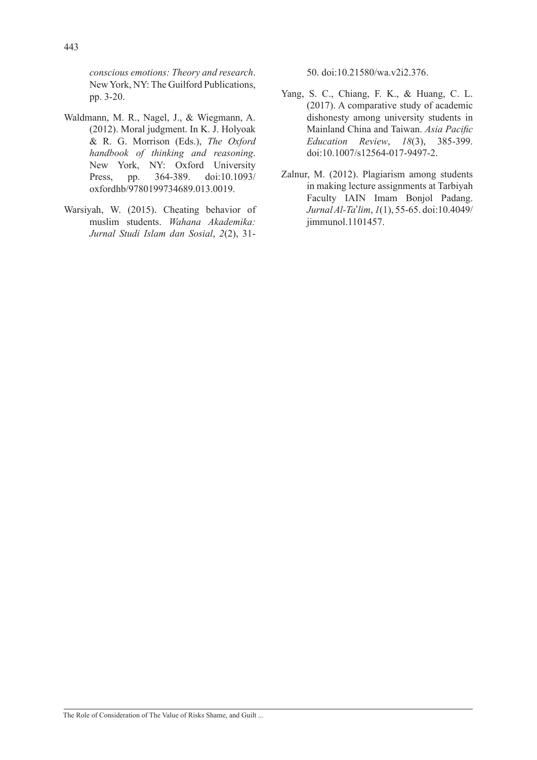*conscious emotions: Theory and research*. New York, NY: The Guilford Publications, pp. 3-20.

Waldmann, M. R., Nagel, J., & Wiegmann, A. (2012). Moral judgment. In K. J. Holyoak & R. G. Morrison (Eds.), *The Oxford handbook of thinking and reasoning*. New York, NY: Oxford University Press, pp. 364-389. doi:10.1093/oxfordhb/9780199734689.013.0019.

Warsiyah, W. (2015). Cheating behavior of muslim students. *Wahana Akademika: Jurnal Studi Islam dan Sosial*, *2*(2), 31-50. doi:10.21580/wa.v2i2.376.

Yang, S. C., Chiang, F. K., & Huang, C. L. (2017). A comparative study of academic dishonesty among university students in Mainland China and Taiwan. *Asia Pacific Education Review*, *18*(3), 385-399. doi:10.1007/s12564-017-9497-2.

Zalnur, M. (2012). Plagiarism among students in making lecture assignments at Tarbiyah Faculty IAIN Imam Bonjol Padang. *Jurnal Al-Ta'lim*, *1*(1), 55-65. doi:10.4049/jimmunol.1101457.